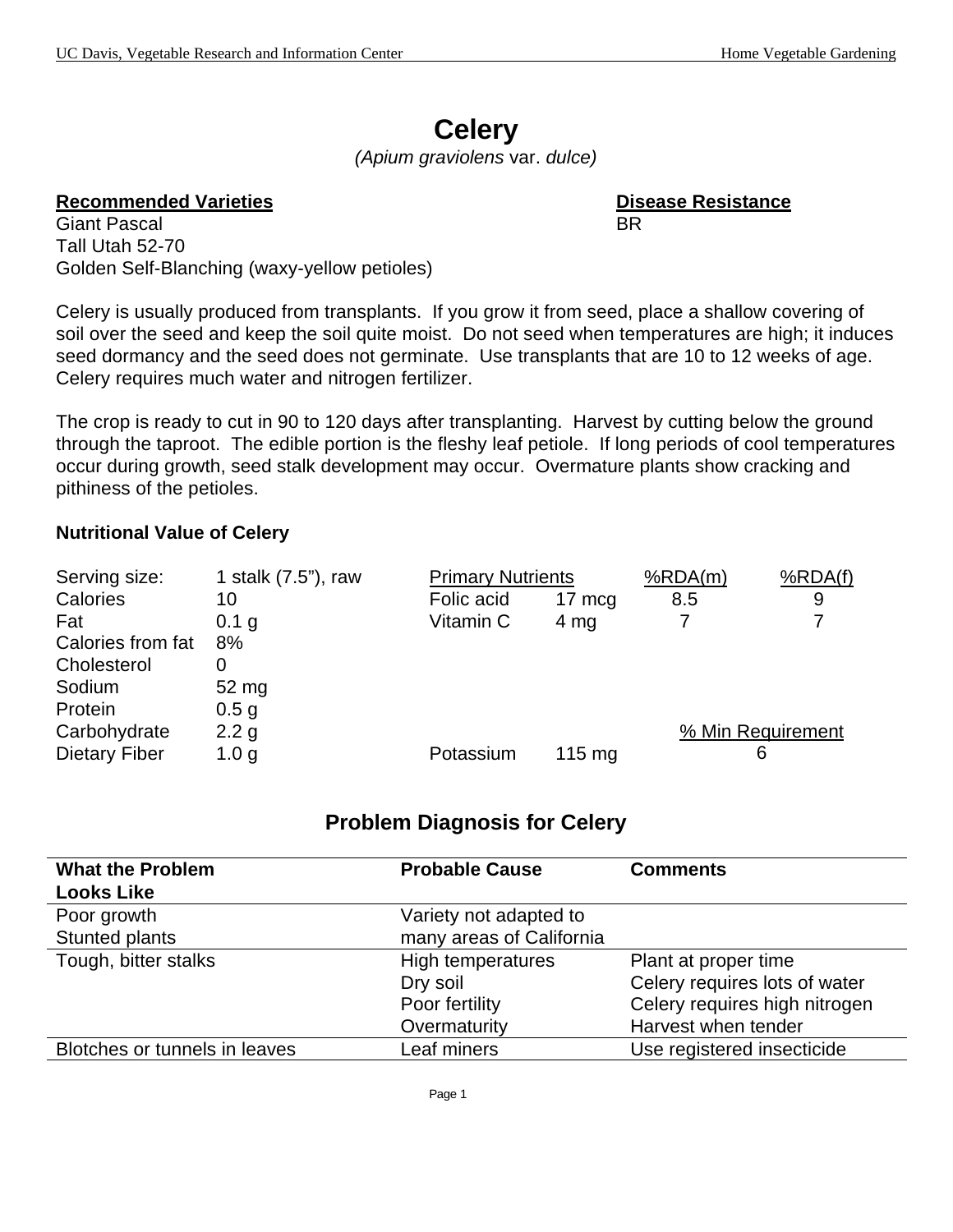# Celery

*(Apium graviolens* var. *dulce)*

| **Recommended Varieties** | **Disease Resistance** |
| --- | --- |
| Giant Pascal | BR |
| Tall Utah 52-70 | |
| Golden Self-Blanching (waxy-yellow petioles) | |

Celery is usually produced from transplants. If you grow it from seed, place a shallow covering of soil over the seed and keep the soil quite moist. Do not seed when temperatures are high; it induces seed dormancy and the seed does not germinate. Use transplants that are 10 to 12 weeks of age. Celery requires much water and nitrogen fertilizer.

The crop is ready to cut in 90 to 120 days after transplanting. Harvest by cutting below the ground through the taproot. The edible portion is the fleshy leaf petiole. If long periods of cool temperatures occur during growth, seed stalk development may occur. Overmature plants show cracking and pithiness of the petioles.

### Nutritional Value of Celery

| | | | | | |
| --- | --- | --- | --- | --- | --- |
| Serving size: | 1 stalk (7.5"), raw | Primary Nutrients | | %RDA(m) | %RDA(f) |
| Calories | 10 | Folic acid | 17 mcg | 8.5 | 9 |
| Fat | 0.1 g | Vitamin C | 4 mg | 7 | 7 |
| Calories from fat | 8% | | | | |
| Cholesterol | 0 | | | | |
| Sodium | 52 mg | | | | |
| Protein | 0.5 g | | | | |
| Carbohydrate | 2.2 g | | | % Min Requirement | |
| Dietary Fiber | 1.0 g | Potassium | 115 mg | 6 | |

## Problem Diagnosis for Celery

| What the Problem Looks Like | Probable Cause | Comments |
| --- | --- | --- |
| Poor growth<br>Stunted plants | Variety not adapted to many areas of California | |
| Tough, bitter stalks | High temperatures<br>Dry soil<br>Poor fertility<br>Overmaturity | Plant at proper time<br>Celery requires lots of water<br>Celery requires high nitrogen<br>Harvest when tender |
| Blotches or tunnels in leaves | Leaf miners | Use registered insecticide |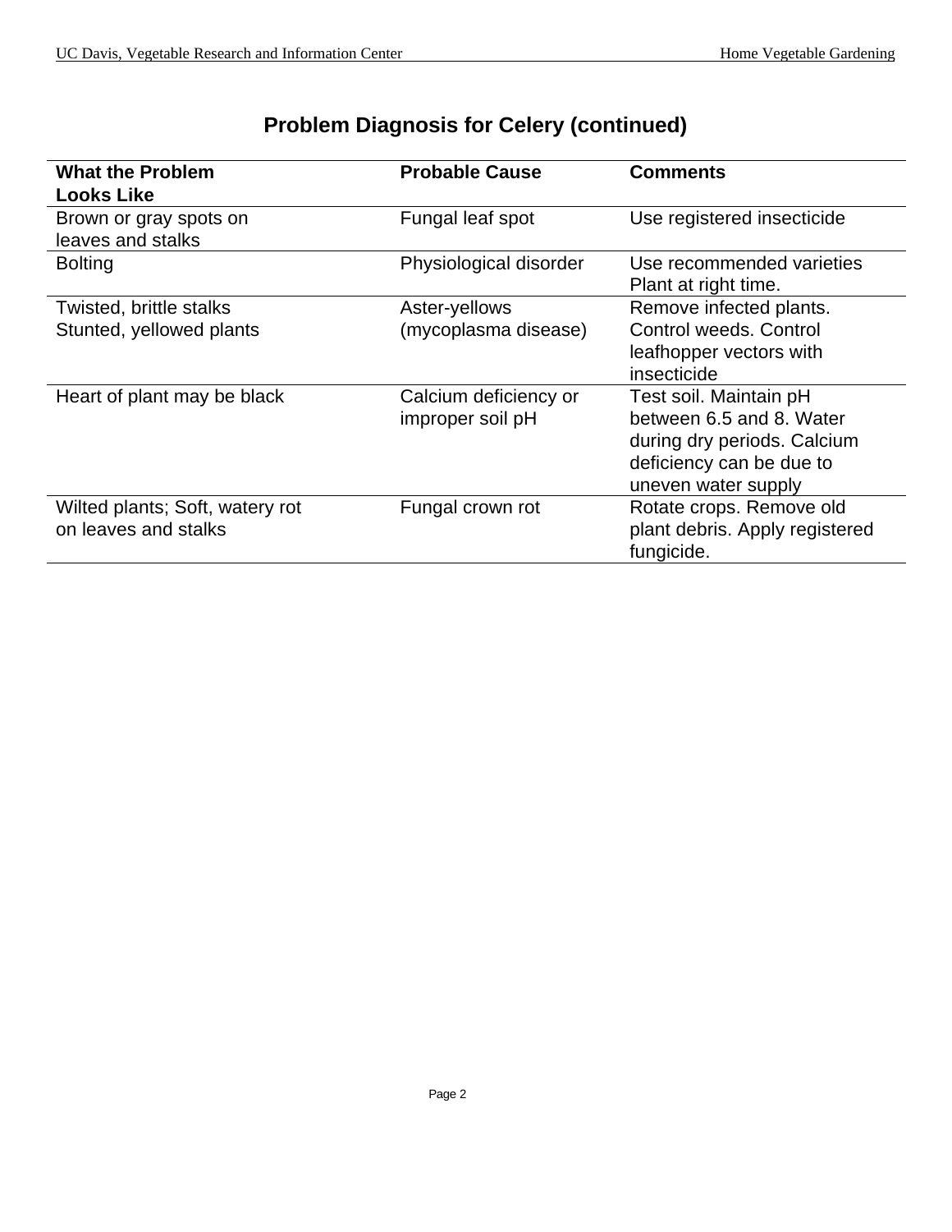# Problem Diagnosis for Celery (continued)

| What the Problem Looks Like | Probable Cause | Comments |
| --- | --- | --- |
| Brown or gray spots on leaves and stalks | Fungal leaf spot | Use registered insecticide |
| Bolting | Physiological disorder | Use recommended varieties Plant at right time. |
| Twisted, brittle stalks Stunted, yellowed plants | Aster-yellows (mycoplasma disease) | Remove infected plants. Control weeds. Control leafhopper vectors with insecticide |
| Heart of plant may be black | Calcium deficiency or improper soil pH | Test soil. Maintain pH between 6.5 and 8. Water during dry periods. Calcium deficiency can be due to uneven water supply |
| Wilted plants; Soft, watery rot on leaves and stalks | Fungal crown rot | Rotate crops. Remove old plant debris. Apply registered fungicide. |